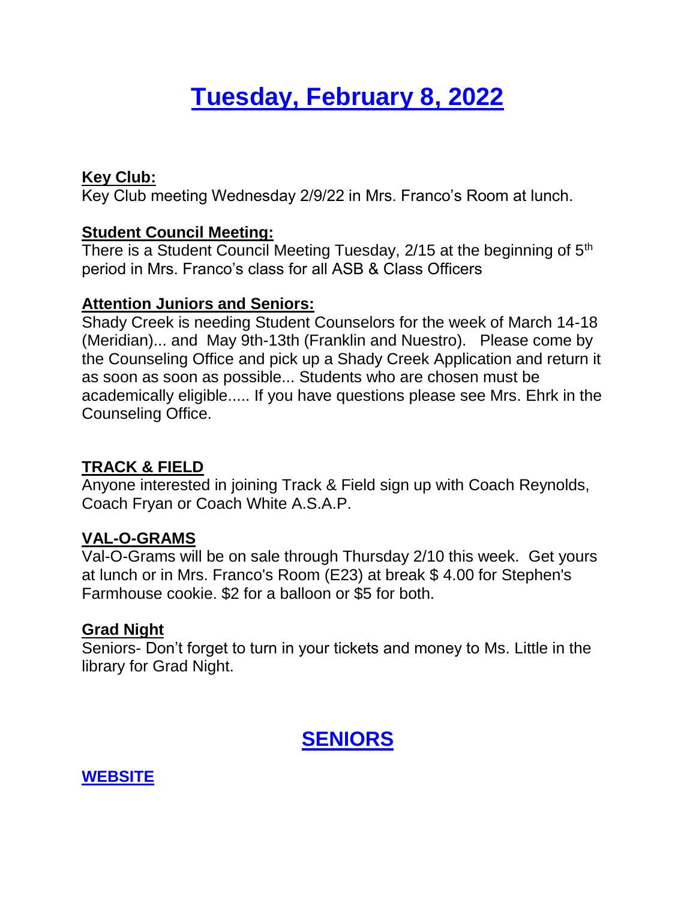# Tuesday, February 8, 2022

**Key Club:**
Key Club meeting Wednesday 2/9/22 in Mrs. Franco's Room at lunch.

**Student Council Meeting:**
There is a Student Council Meeting Tuesday, 2/15 at the beginning of 5th period in Mrs. Franco's class for all ASB & Class Officers

**Attention Juniors and Seniors:**
Shady Creek is needing Student Counselors for the week of March 14-18 (Meridian)... and May 9th-13th (Franklin and Nuestro). Please come by the Counseling Office and pick up a Shady Creek Application and return it as soon as soon as possible... Students who are chosen must be academically eligible..... If you have questions please see Mrs. Ehrk in the Counseling Office.

**TRACK & FIELD**
Anyone interested in joining Track & Field sign up with Coach Reynolds, Coach Fryan or Coach White A.S.A.P.

**VAL-O-GRAMS**
Val-O-Grams will be on sale through Thursday 2/10 this week. Get yours at lunch or in Mrs. Franco's Room (E23) at break $ 4.00 for Stephen's Farmhouse cookie. $2 for a balloon or $5 for both.

**Grad Night**
Seniors- Don't forget to turn in your tickets and money to Ms. Little in the library for Grad Night.

## SENIORS

**WEBSITE**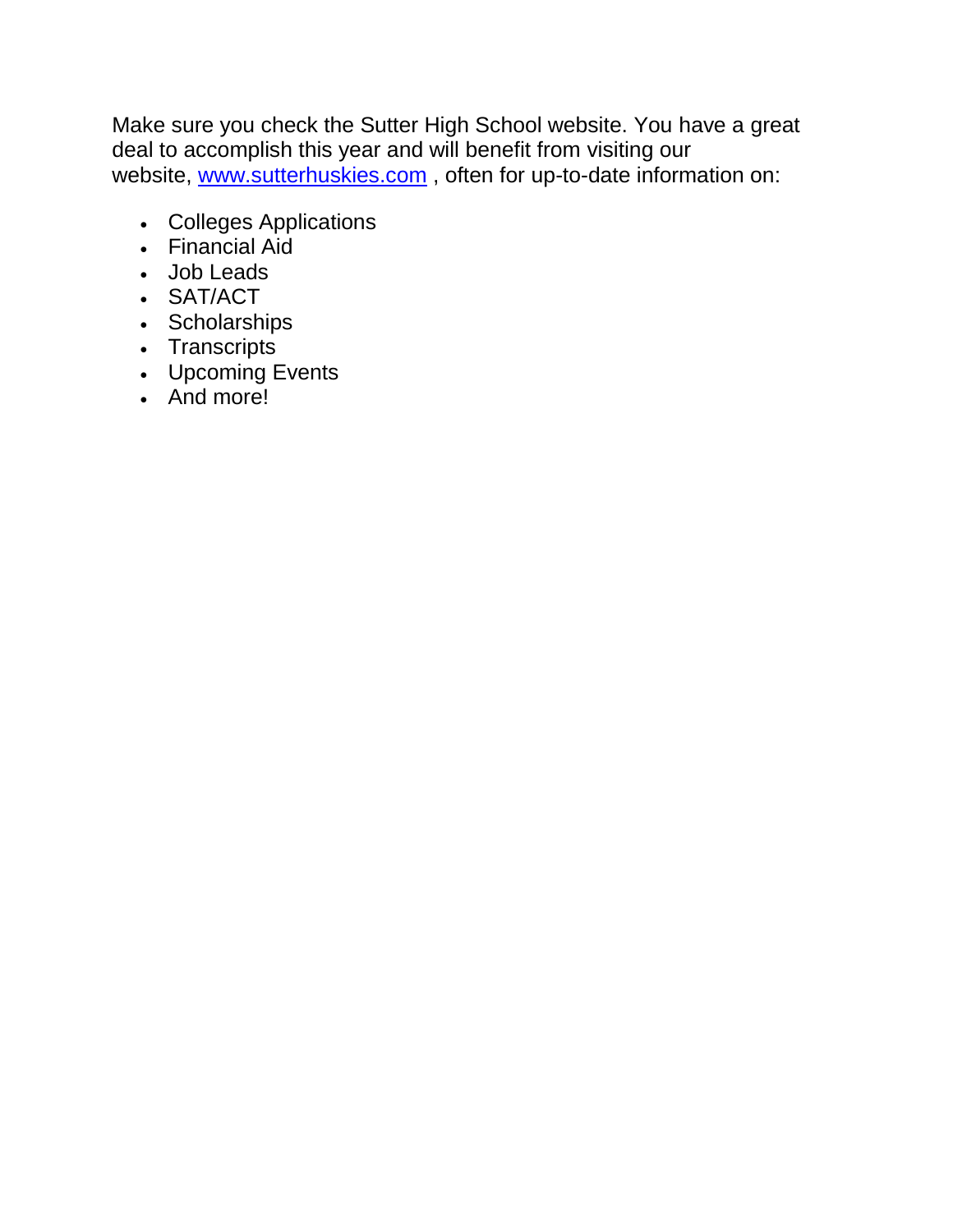Make sure you check the Sutter High School website. You have a great deal to accomplish this year and will benefit from visiting our website, [www.sutterhuskies.com](http://www.sutterhuskies.com) , often for up-to-date information on:

- Colleges Applications
- Financial Aid
- Job Leads
- SAT/ACT
- Scholarships
- Transcripts
- Upcoming Events
- And more!